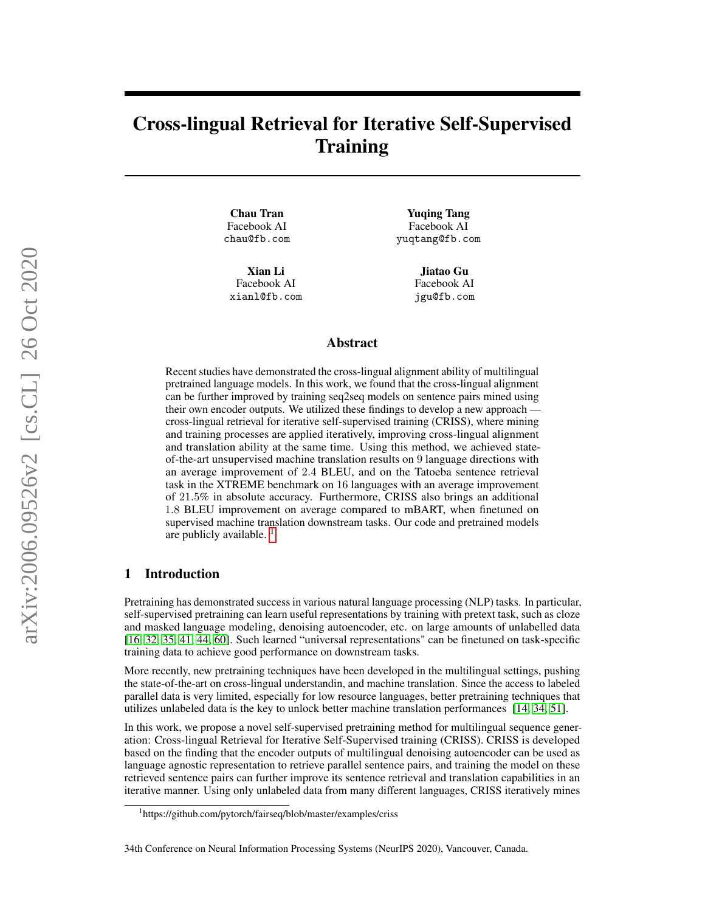# Cross-lingual Retrieval for Iterative Self-Supervised Training

**Chau Tran**
Facebook AI
chau@fb.com

**Yuqing Tang**
Facebook AI
yuqtang@fb.com

**Xian Li**
Facebook AI
xianl@fb.com

**Jiatao Gu**
Facebook AI
jgu@fb.com

## Abstract

Recent studies have demonstrated the cross-lingual alignment ability of multilingual pretrained language models. In this work, we found that the cross-lingual alignment can be further improved by training seq2seq models on sentence pairs mined using their own encoder outputs. We utilized these findings to develop a new approach — cross-lingual retrieval for iterative self-supervised training (CRISS), where mining and training processes are applied iteratively, improving cross-lingual alignment and translation ability at the same time. Using this method, we achieved state-of-the-art unsupervised machine translation results on $9$ language directions with an average improvement of $2.4$ BLEU, and on the Tatoeba sentence retrieval task in the XTREME benchmark on $16$ languages with an average improvement of $21.5\%$ in absolute accuracy. Furthermore, CRISS also brings an additional $1.8$ BLEU improvement on average compared to mBART, when finetuned on supervised machine translation downstream tasks. Our code and pretrained models are publicly available. [1]

## 1 Introduction

Pretraining has demonstrated success in various natural language processing (NLP) tasks. In particular, self-supervised pretraining can learn useful representations by training with pretext task, such as cloze and masked language modeling, denoising autoencoder, etc. on large amounts of unlabelled data [16, 32, 35, 41, 44, 60]. Such learned "universal representations" can be finetuned on task-specific training data to achieve good performance on downstream tasks.

More recently, new pretraining techniques have been developed in the multilingual settings, pushing the state-of-the-art on cross-lingual understandin, and machine translation. Since the access to labeled parallel data is very limited, especially for low resource languages, better pretraining techniques that utilizes unlabeled data is the key to unlock better machine translation performances [14, 34, 51].

In this work, we propose a novel self-supervised pretraining method for multilingual sequence generation: Cross-lingual Retrieval for Iterative Self-Supervised training (CRISS). CRISS is developed based on the finding that the encoder outputs of multilingual denoising autoencoder can be used as language agnostic representation to retrieve parallel sentence pairs, and training the model on these retrieved sentence pairs can further improve its sentence retrieval and translation capabilities in an iterative manner. Using only unlabeled data from many different languages, CRISS iteratively mines

[1] https://github.com/pytorch/fairseq/blob/master/examples/criss

34th Conference on Neural Information Processing Systems (NeurIPS 2020), Vancouver, Canada.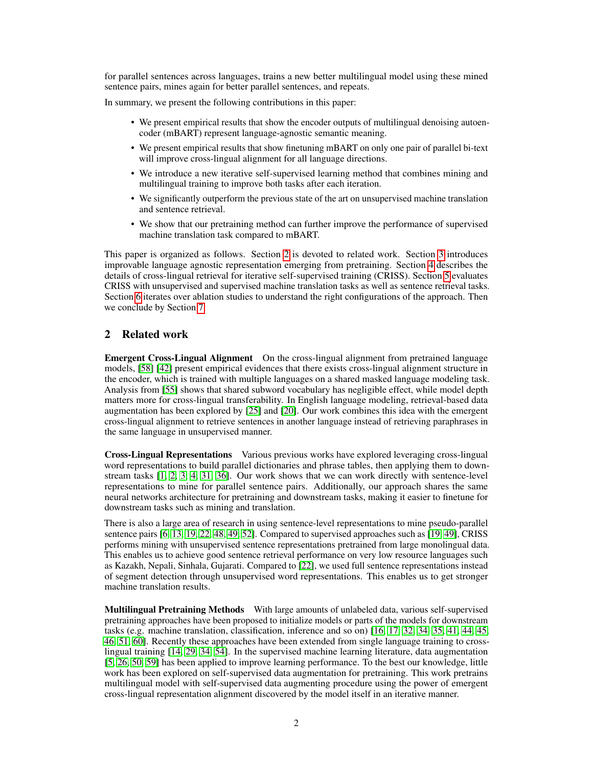for parallel sentences across languages, trains a new better multilingual model using these mined sentence pairs, mines again for better parallel sentences, and repeats.

In summary, we present the following contributions in this paper:

- We present empirical results that show the encoder outputs of multilingual denoising autoencoder (mBART) represent language-agnostic semantic meaning.
- We present empirical results that show finetuning mBART on only one pair of parallel bi-text will improve cross-lingual alignment for all language directions.
- We introduce a new iterative self-supervised learning method that combines mining and multilingual training to improve both tasks after each iteration.
- We significantly outperform the previous state of the art on unsupervised machine translation and sentence retrieval.
- We show that our pretraining method can further improve the performance of supervised machine translation task compared to mBART.

This paper is organized as follows. Section 2 is devoted to related work. Section 3 introduces improvable language agnostic representation emerging from pretraining. Section 4 describes the details of cross-lingual retrieval for iterative self-supervised training (CRISS). Section 5 evaluates CRISS with unsupervised and supervised machine translation tasks as well as sentence retrieval tasks. Section 6 iterates over ablation studies to understand the right configurations of the approach. Then we conclude by Section 7.

## 2 Related work

**Emergent Cross-Lingual Alignment** On the cross-lingual alignment from pretrained language models, [58] [42] present empirical evidences that there exists cross-lingual alignment structure in the encoder, which is trained with multiple languages on a shared masked language modeling task. Analysis from [55] shows that shared subword vocabulary has negligible effect, while model depth matters more for cross-lingual transferability. In English language modeling, retrieval-based data augmentation has been explored by [25] and [20]. Our work combines this idea with the emergent cross-lingual alignment to retrieve sentences in another language instead of retrieving paraphrases in the same language in unsupervised manner.

**Cross-Lingual Representations** Various previous works have explored leveraging cross-lingual word representations to build parallel dictionaries and phrase tables, then applying them to downstream tasks [1, 2, 3, 4, 31, 36]. Our work shows that we can work directly with sentence-level representations to mine for parallel sentence pairs. Additionally, our approach shares the same neural networks architecture for pretraining and downstream tasks, making it easier to finetune for downstream tasks such as mining and translation.

There is also a large area of research in using sentence-level representations to mine pseudo-parallel sentence pairs [6, 13, 19, 22, 48, 49, 52]. Compared to supervised approaches such as [19, 49], CRISS performs mining with unsupervised sentence representations pretrained from large monolingual data. This enables us to achieve good sentence retrieval performance on very low resource languages such as Kazakh, Nepali, Sinhala, Gujarati. Compared to [22], we used full sentence representations instead of segment detection through unsupervised word representations. This enables us to get stronger machine translation results.

**Multilingual Pretraining Methods** With large amounts of unlabeled data, various self-supervised pretraining approaches have been proposed to initialize models or parts of the models for downstream tasks (e.g. machine translation, classification, inference and so on) [16, 17, 32, 34, 35, 41, 44, 45, 46, 51, 60]. Recently these approaches have been extended from single language training to cross-lingual training [14, 29, 34, 54]. In the supervised machine learning literature, data augmentation [5, 26, 50, 59] has been applied to improve learning performance. To the best our knowledge, little work has been explored on self-supervised data augmentation for pretraining. This work pretrains multilingual model with self-supervised data augmenting procedure using the power of emergent cross-lingual representation alignment discovered by the model itself in an iterative manner.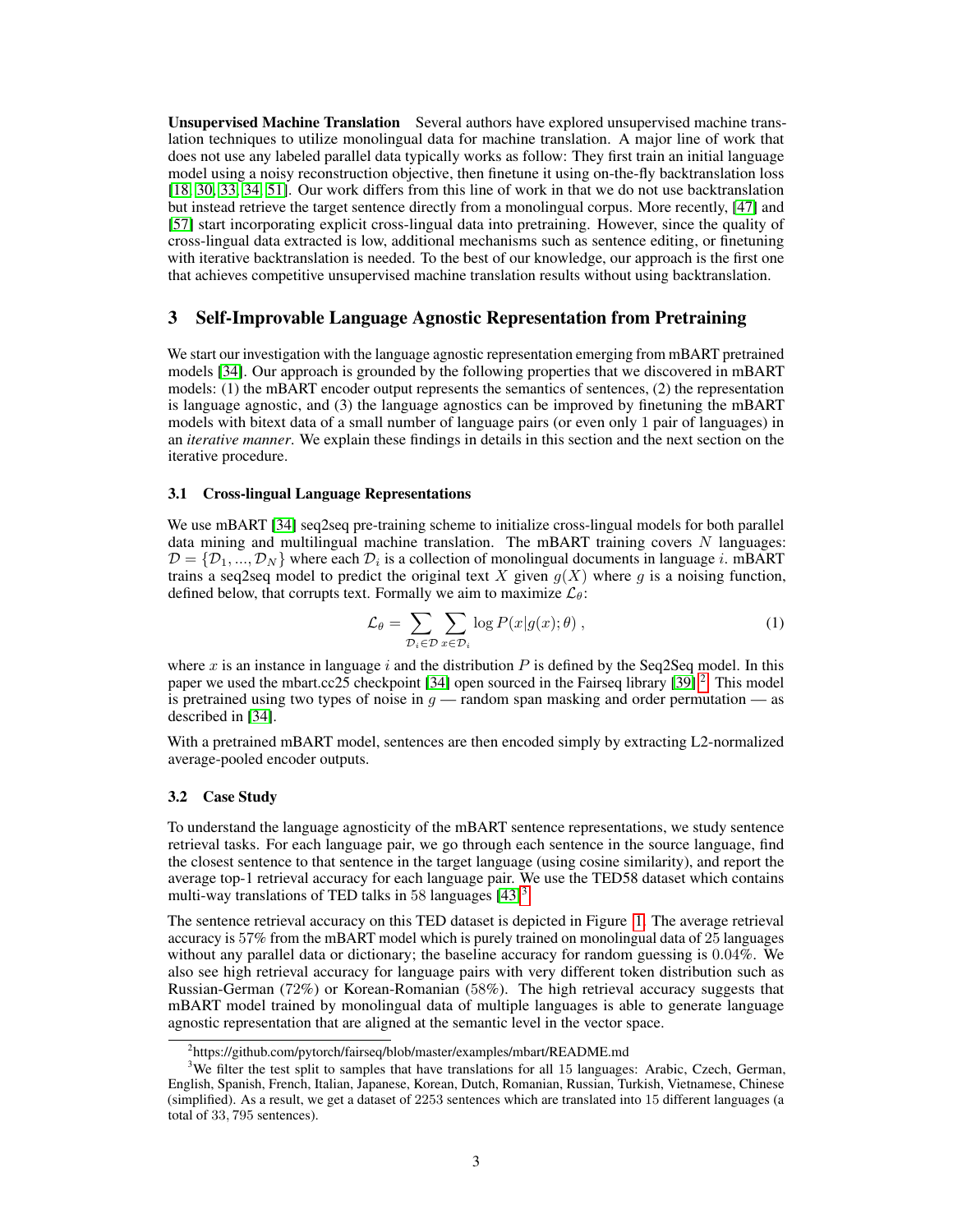**Unsupervised Machine Translation** Several authors have explored unsupervised machine translation techniques to utilize monolingual data for machine translation. A major line of work that does not use any labeled parallel data typically works as follow: They first train an initial language model using a noisy reconstruction objective, then finetune it using on-the-fly backtranslation loss [18, 30, 33, 34, 51]. Our work differs from this line of work in that we do not use backtranslation but instead retrieve the target sentence directly from a monolingual corpus. More recently, [47] and [57] start incorporating explicit cross-lingual data into pretraining. However, since the quality of cross-lingual data extracted is low, additional mechanisms such as sentence editing, or finetuning with iterative backtranslation is needed. To the best of our knowledge, our approach is the first one that achieves competitive unsupervised machine translation results without using backtranslation.

## 3 Self-Improvable Language Agnostic Representation from Pretraining

We start our investigation with the language agnostic representation emerging from mBART pretrained models [34]. Our approach is grounded by the following properties that we discovered in mBART models: (1) the mBART encoder output represents the semantics of sentences, (2) the representation is language agnostic, and (3) the language agnostics can be improved by finetuning the mBART models with bitext data of a small number of language pairs (or even only 1 pair of languages) in an *iterative manner*. We explain these findings in details in this section and the next section on the iterative procedure.

### 3.1 Cross-lingual Language Representations

We use mBART [34] seq2seq pre-training scheme to initialize cross-lingual models for both parallel data mining and multilingual machine translation. The mBART training covers $N$ languages: $\mathcal{D} = \{\mathcal{D}_1, ..., \mathcal{D}_N\}$ where each $\mathcal{D}_i$ is a collection of monolingual documents in language $i$. mBART trains a seq2seq model to predict the original text $X$ given $g(X)$ where $g$ is a noising function, defined below, that corrupts text. Formally we aim to maximize $\mathcal{L}_\theta$:

$$\mathcal{L}_\theta = \sum_{\mathcal{D}_i \in \mathcal{D}} \sum_{x \in \mathcal{D}_i} \log P(x|g(x);\theta) \,, \tag{1}$$

where $x$ is an instance in language $i$ and the distribution $P$ is defined by the Seq2Seq model. In this paper we used the mbart.cc25 checkpoint [34] open sourced in the Fairseq library [39][2]. This model is pretrained using two types of noise in $g$ — random span masking and order permutation — as described in [34].

With a pretrained mBART model, sentences are then encoded simply by extracting L2-normalized average-pooled encoder outputs.

### 3.2 Case Study

To understand the language agnosticity of the mBART sentence representations, we study sentence retrieval tasks. For each language pair, we go through each sentence in the source language, find the closest sentence to that sentence in the target language (using cosine similarity), and report the average top-1 retrieval accuracy for each language pair. We use the TED58 dataset which contains multi-way translations of TED talks in 58 languages [43][3].

The sentence retrieval accuracy on this TED dataset is depicted in Figure 1. The average retrieval accuracy is 57% from the mBART model which is purely trained on monolingual data of 25 languages without any parallel data or dictionary; the baseline accuracy for random guessing is 0.04%. We also see high retrieval accuracy for language pairs with very different token distribution such as Russian-German (72%) or Korean-Romanian (58%). The high retrieval accuracy suggests that mBART model trained by monolingual data of multiple languages is able to generate language agnostic representation that are aligned at the semantic level in the vector space.

[2] https://github.com/pytorch/fairseq/blob/master/examples/mbart/README.md

[3] We filter the test split to samples that have translations for all 15 languages: Arabic, Czech, German, English, Spanish, French, Italian, Japanese, Korean, Dutch, Romanian, Russian, Turkish, Vietnamese, Chinese (simplified). As a result, we get a dataset of 2253 sentences which are translated into 15 different languages (a total of 33,795 sentences).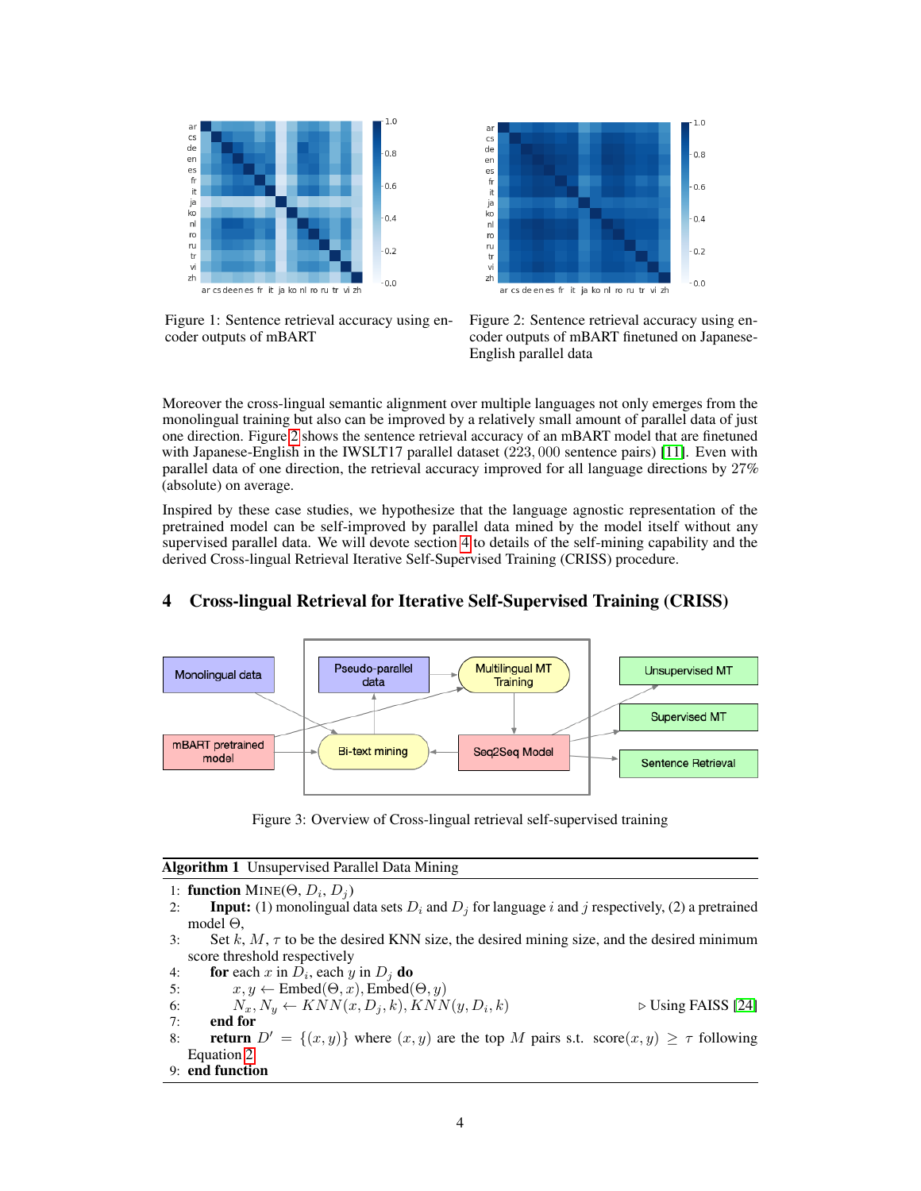Figure 1: Sentence retrieval accuracy using encoder outputs of mBART

Figure 2: Sentence retrieval accuracy using encoder outputs of mBART finetuned on Japanese-English parallel data

Moreover the cross-lingual semantic alignment over multiple languages not only emerges from the monolingual training but also can be improved by a relatively small amount of parallel data of just one direction. Figure 2 shows the sentence retrieval accuracy of an mBART model that are finetuned with Japanese-English in the IWSLT17 parallel dataset (223,000 sentence pairs) [11]. Even with parallel data of one direction, the retrieval accuracy improved for all language directions by 27% (absolute) on average.

Inspired by these case studies, we hypothesize that the language agnostic representation of the pretrained model can be self-improved by parallel data mined by the model itself without any supervised parallel data. We will devote section 4 to details of the self-mining capability and the derived Cross-lingual Retrieval Iterative Self-Supervised Training (CRISS) procedure.

# 4 Cross-lingual Retrieval for Iterative Self-Supervised Training (CRISS)

Figure 3: Overview of Cross-lingual retrieval self-supervised training

**Algorithm 1** Unsupervised Parallel Data Mining

```
1: function MINE(Θ, D_i, D_j)
2:     Input: (1) monolingual data sets D_i and D_j for language i and j respectively, (2) a pretrained
       model Θ,
3:     Set k, M, τ to be the desired KNN size, the desired mining size, and the desired minimum
       score threshold respectively
4:     for each x in D_i, each y in D_j do
5:         x, y ← Embed(Θ, x), Embed(Θ, y)
6:         N_x, N_y ← KNN(x, D_j, k), KNN(y, D_i, k)                    ▷ Using FAISS [24]
7:     end for
8:     return D' = {(x, y)} where (x, y) are the top M pairs s.t. score(x, y) ≥ τ following
       Equation 2
9: end function
```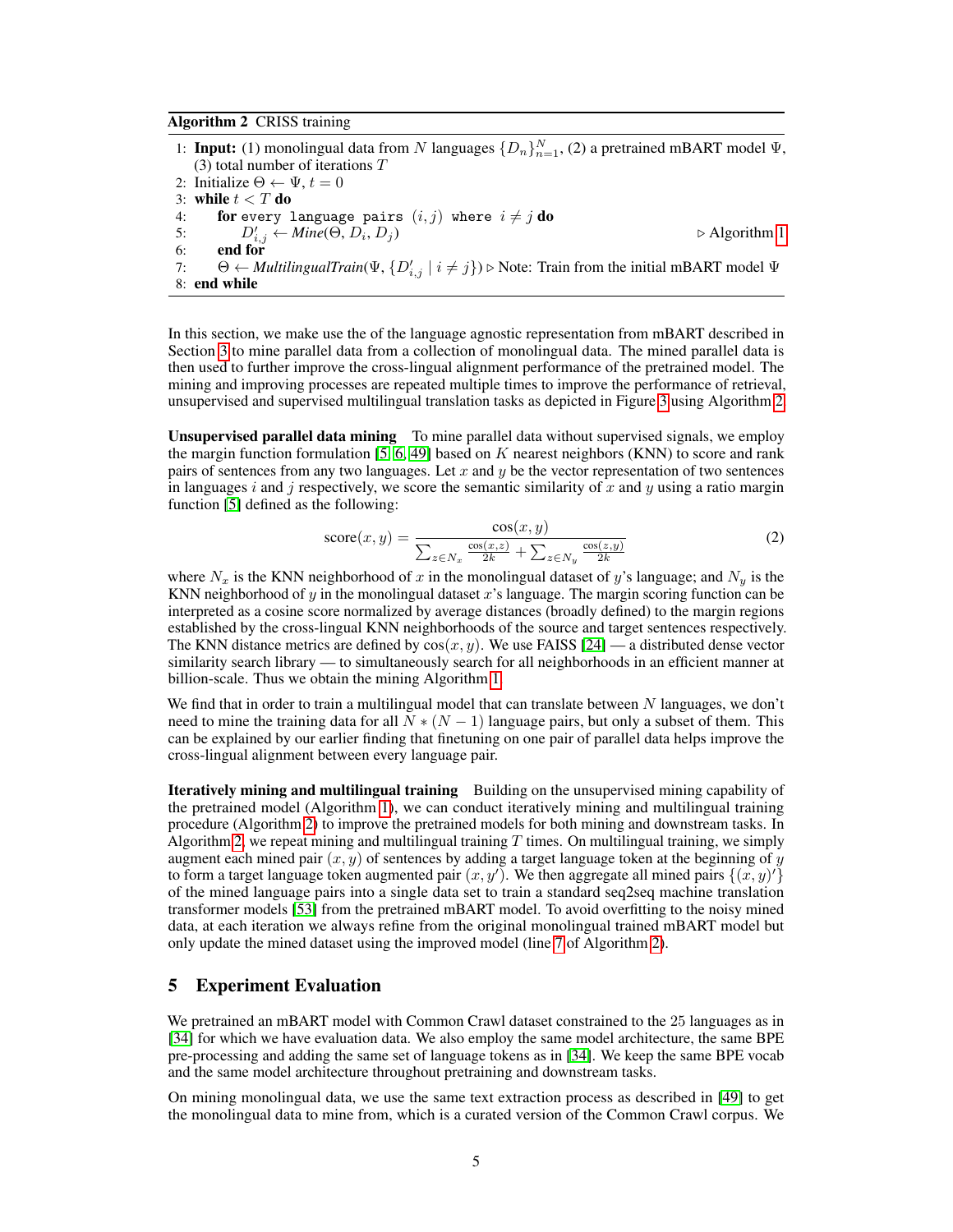**Algorithm 2** CRISS training

```
1: Input: (1) monolingual data from N languages {D_n}_{n=1}^N, (2) a pretrained mBART model Ψ,
   (3) total number of iterations T
2: Initialize Θ ← Ψ, t = 0
3: while t < T do
4:     for every language pairs (i, j) where i ≠ j do
5:         D'_{i,j} ← Mine(Θ, D_i, D_j)                          ▷ Algorithm 1
6:     end for
7:     Θ ← MultilingualTrain(Ψ, {D'_{i,j} | i ≠ j}) ▷ Note: Train from the initial mBART model Ψ
8: end while
```

In this section, we make use the of the language agnostic representation from mBART described in Section 3 to mine parallel data from a collection of monolingual data. The mined parallel data is then used to further improve the cross-lingual alignment performance of the pretrained model. The mining and improving processes are repeated multiple times to improve the performance of retrieval, unsupervised and supervised multilingual translation tasks as depicted in Figure 3 using Algorithm 2.

**Unsupervised parallel data mining** To mine parallel data without supervised signals, we employ the margin function formulation [5, 6, 49] based on $K$ nearest neighbors (KNN) to score and rank pairs of sentences from any two languages. Let $x$ and $y$ be the vector representation of two sentences in languages $i$ and $j$ respectively, we score the semantic similarity of $x$ and $y$ using a ratio margin function [5] defined as the following:

$$\text{score}(x, y) = \frac{\cos(x, y)}{\sum_{z \in N_x} \frac{\cos(x,z)}{2k} + \sum_{z \in N_y} \frac{\cos(z,y)}{2k}} \tag{2}$$

where $N_x$ is the KNN neighborhood of $x$ in the monolingual dataset of $y$'s language; and $N_y$ is the KNN neighborhood of $y$ in the monolingual dataset $x$'s language. The margin scoring function can be interpreted as a cosine score normalized by average distances (broadly defined) to the margin regions established by the cross-lingual KNN neighborhoods of the source and target sentences respectively. The KNN distance metrics are defined by $\cos(x, y)$. We use FAISS [24] — a distributed dense vector similarity search library — to simultaneously search for all neighborhoods in an efficient manner at billion-scale. Thus we obtain the mining Algorithm 1.

We find that in order to train a multilingual model that can translate between $N$ languages, we don't need to mine the training data for all $N * (N - 1)$ language pairs, but only a subset of them. This can be explained by our earlier finding that finetuning on one pair of parallel data helps improve the cross-lingual alignment between every language pair.

**Iteratively mining and multilingual training** Building on the unsupervised mining capability of the pretrained model (Algorithm 1), we can conduct iteratively mining and multilingual training procedure (Algorithm 2) to improve the pretrained models for both mining and downstream tasks. In Algorithm 2, we repeat mining and multilingual training $T$ times. On multilingual training, we simply augment each mined pair $(x, y)$ of sentences by adding a target language token at the beginning of $y$ to form a target language token augmented pair $(x, y')$. We then aggregate all mined pairs $\{(x, y)'\}$ of the mined language pairs into a single data set to train a standard seq2seq machine translation transformer models [53] from the pretrained mBART model. To avoid overfitting to the noisy mined data, at each iteration we always refine from the original monolingual trained mBART model but only update the mined dataset using the improved model (line 7 of Algorithm 2).

## 5 Experiment Evaluation

We pretrained an mBART model with Common Crawl dataset constrained to the 25 languages as in [34] for which we have evaluation data. We also employ the same model architecture, the same BPE pre-processing and adding the same set of language tokens as in [34]. We keep the same BPE vocab and the same model architecture throughout pretraining and downstream tasks.

On mining monolingual data, we use the same text extraction process as described in [49] to get the monolingual data to mine from, which is a curated version of the Common Crawl corpus. We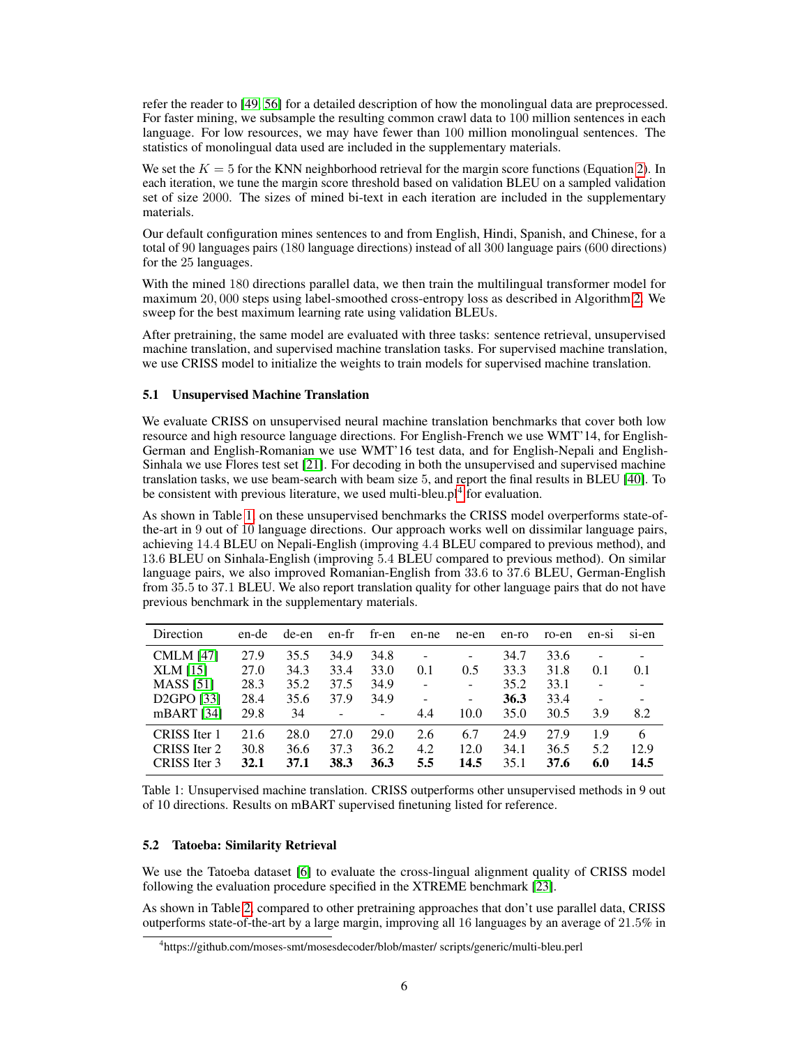refer the reader to [49] [56] for a detailed description of how the monolingual data are preprocessed. For faster mining, we subsample the resulting common crawl data to 100 million sentences in each language. For low resources, we may have fewer than 100 million monolingual sentences. The statistics of monolingual data used are included in the supplementary materials.

We set the $K = 5$ for the KNN neighborhood retrieval for the margin score functions (Equation 2). In each iteration, we tune the margin score threshold based on validation BLEU on a sampled validation set of size 2000. The sizes of mined bi-text in each iteration are included in the supplementary materials.

Our default configuration mines sentences to and from English, Hindi, Spanish, and Chinese, for a total of 90 languages pairs (180 language directions) instead of all 300 language pairs (600 directions) for the 25 languages.

With the mined 180 directions parallel data, we then train the multilingual transformer model for maximum 20,000 steps using label-smoothed cross-entropy loss as described in Algorithm 2. We sweep for the best maximum learning rate using validation BLEUs.

After pretraining, the same model are evaluated with three tasks: sentence retrieval, unsupervised machine translation, and supervised machine translation tasks. For supervised machine translation, we use CRISS model to initialize the weights to train models for supervised machine translation.

### 5.1 Unsupervised Machine Translation

We evaluate CRISS on unsupervised neural machine translation benchmarks that cover both low resource and high resource language directions. For English-French we use WMT'14, for English-German and English-Romanian we use WMT'16 test data, and for English-Nepali and English-Sinhala we use Flores test set [21]. For decoding in both the unsupervised and supervised machine translation tasks, we use beam-search with beam size 5, and report the final results in BLEU [40]. To be consistent with previous literature, we used multi-bleu.pl[4] for evaluation.

As shown in Table 1, on these unsupervised benchmarks the CRISS model overperforms state-of-the-art in 9 out of 10 language directions. Our approach works well on dissimilar language pairs, achieving 14.4 BLEU on Nepali-English (improving 4.4 BLEU compared to previous method), and 13.6 BLEU on Sinhala-English (improving 5.4 BLEU compared to previous method). On similar language pairs, we also improved Romanian-English from 33.6 to 37.6 BLEU, German-English from 35.5 to 37.1 BLEU. We also report translation quality for other language pairs that do not have previous benchmark in the supplementary materials.

| Direction | en-de | de-en | en-fr | fr-en | en-ne | ne-en | en-ro | ro-en | en-si | si-en |
|---|---|---|---|---|---|---|---|---|---|---|
| CMLM [47] | 27.9 | 35.5 | 34.9 | 34.8 | - | - | 34.7 | 33.6 | - | - |
| XLM [15] | 27.0 | 34.3 | 33.4 | 33.0 | 0.1 | 0.5 | 33.3 | 31.8 | 0.1 | 0.1 |
| MASS [51] | 28.3 | 35.2 | 37.5 | 34.9 | - | - | 35.2 | 33.1 | - | - |
| D2GPO [33] | 28.4 | 35.6 | 37.9 | 34.9 | - | - | **36.3** | 33.4 | - | - |
| mBART [34] | 29.8 | 34 | - | - | 4.4 | 10.0 | 35.0 | 30.5 | 3.9 | 8.2 |
| CRISS Iter 1 | 21.6 | 28.0 | 27.0 | 29.0 | 2.6 | 6.7 | 24.9 | 27.9 | 1.9 | 6 |
| CRISS Iter 2 | 30.8 | 36.6 | 37.3 | 36.2 | 4.2 | 12.0 | 34.1 | 36.5 | 5.2 | 12.9 |
| CRISS Iter 3 | **32.1** | **37.1** | **38.3** | **36.3** | **5.5** | **14.5** | 35.1 | **37.6** | **6.0** | **14.5** |

Table 1: Unsupervised machine translation. CRISS outperforms other unsupervised methods in 9 out of 10 directions. Results on mBART supervised finetuning listed for reference.

### 5.2 Tatoeba: Similarity Retrieval

We use the Tatoeba dataset [6] to evaluate the cross-lingual alignment quality of CRISS model following the evaluation procedure specified in the XTREME benchmark [23].

As shown in Table 2, compared to other pretraining approaches that don't use parallel data, CRISS outperforms state-of-the-art by a large margin, improving all 16 languages by an average of 21.5% in

[4] https://github.com/moses-smt/mosesdecoder/blob/master/ scripts/generic/multi-bleu.perl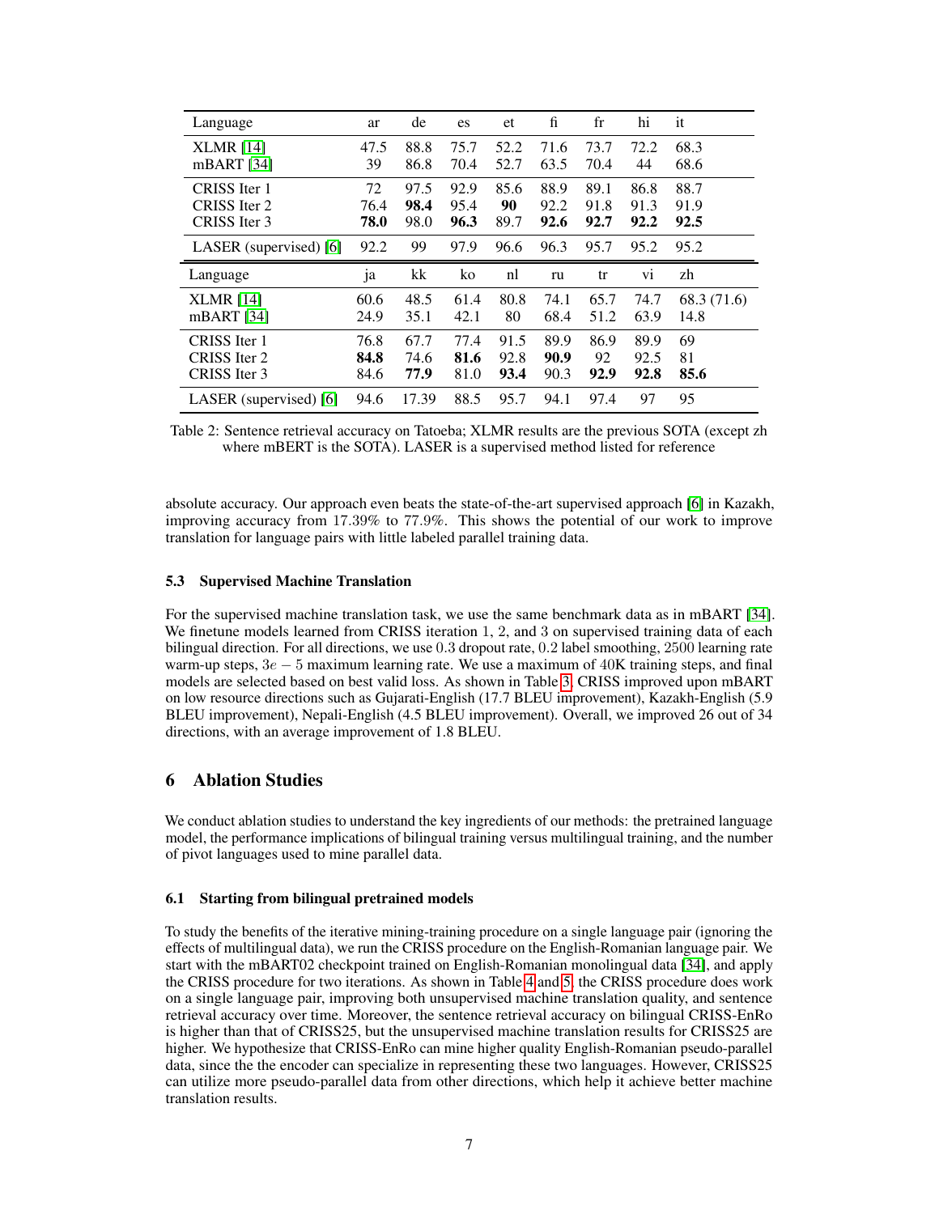| Language | ar | de | es | et | fi | fr | hi | it |
|---|---|---|---|---|---|---|---|---|
| XLMR [14] | 47.5 | 88.8 | 75.7 | 52.2 | 71.6 | 73.7 | 72.2 | 68.3 |
| mBART [34] | 39 | 86.8 | 70.4 | 52.7 | 63.5 | 70.4 | 44 | 68.6 |
| CRISS Iter 1 | 72 | 97.5 | 92.9 | 85.6 | 88.9 | 89.1 | 86.8 | 88.7 |
| CRISS Iter 2 | 76.4 | **98.4** | 95.4 | **90** | 92.2 | 91.8 | 91.3 | 91.9 |
| CRISS Iter 3 | **78.0** | 98.0 | **96.3** | 89.7 | **92.6** | **92.7** | **92.2** | **92.5** |
| LASER (supervised) [6] | 92.2 | 99 | 97.9 | 96.6 | 96.3 | 95.7 | 95.2 | 95.2 |
| **Language** | **ja** | **kk** | **ko** | **nl** | **ru** | **tr** | **vi** | **zh** |
| XLMR [14] | 60.6 | 48.5 | 61.4 | 80.8 | 74.1 | 65.7 | 74.7 | 68.3 (71.6) |
| mBART [34] | 24.9 | 35.1 | 42.1 | 80 | 68.4 | 51.2 | 63.9 | 14.8 |
| CRISS Iter 1 | 76.8 | 67.7 | 77.4 | 91.5 | 89.9 | 86.9 | 89.9 | 69 |
| CRISS Iter 2 | **84.8** | 74.6 | **81.6** | 92.8 | **90.9** | 92 | 92.5 | 81 |
| CRISS Iter 3 | 84.6 | **77.9** | 81.0 | **93.4** | 90.3 | **92.9** | **92.8** | **85.6** |
| LASER (supervised) [6] | 94.6 | 17.39 | 88.5 | 95.7 | 94.1 | 97.4 | 97 | 95 |

Table 2: Sentence retrieval accuracy on Tatoeba; XLMR results are the previous SOTA (except zh where mBERT is the SOTA). LASER is a supervised method listed for reference

absolute accuracy. Our approach even beats the state-of-the-art supervised approach [6] in Kazakh, improving accuracy from 17.39% to 77.9%. This shows the potential of our work to improve translation for language pairs with little labeled parallel training data.

### 5.3 Supervised Machine Translation

For the supervised machine translation task, we use the same benchmark data as in mBART [34]. We finetune models learned from CRISS iteration 1, 2, and 3 on supervised training data of each bilingual direction. For all directions, we use 0.3 dropout rate, 0.2 label smoothing, 2500 learning rate warm-up steps, $3e-5$ maximum learning rate. We use a maximum of 40K training steps, and final models are selected based on best valid loss. As shown in Table 3, CRISS improved upon mBART on low resource directions such as Gujarati-English (17.7 BLEU improvement), Kazakh-English (5.9 BLEU improvement), Nepali-English (4.5 BLEU improvement). Overall, we improved 26 out of 34 directions, with an average improvement of 1.8 BLEU.

## 6 Ablation Studies

We conduct ablation studies to understand the key ingredients of our methods: the pretrained language model, the performance implications of bilingual training versus multilingual training, and the number of pivot languages used to mine parallel data.

### 6.1 Starting from bilingual pretrained models

To study the benefits of the iterative mining-training procedure on a single language pair (ignoring the effects of multilingual data), we run the CRISS procedure on the English-Romanian language pair. We start with the mBART02 checkpoint trained on English-Romanian monolingual data [34], and apply the CRISS procedure for two iterations. As shown in Table 4 and 5, the CRISS procedure does work on a single language pair, improving both unsupervised machine translation quality, and sentence retrieval accuracy over time. Moreover, the sentence retrieval accuracy on bilingual CRISS-EnRo is higher than that of CRISS25, but the unsupervised machine translation results for CRISS25 are higher. We hypothesize that CRISS-EnRo can mine higher quality English-Romanian pseudo-parallel data, since the the encoder can specialize in representing these two languages. However, CRISS25 can utilize more pseudo-parallel data from other directions, which help it achieve better machine translation results.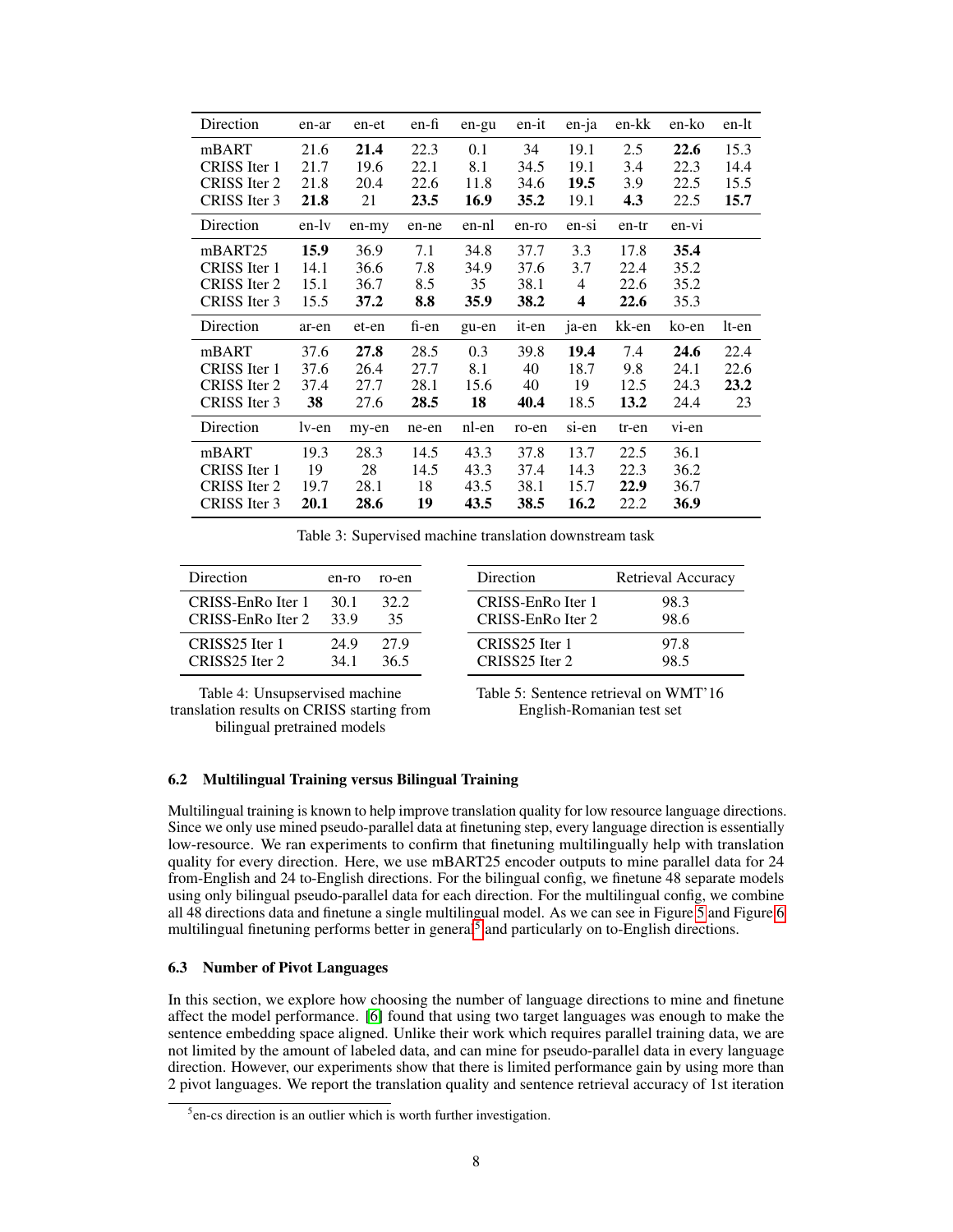| Direction | en-ar | en-et | en-fi | en-gu | en-it | en-ja | en-kk | en-ko | en-lt |
|---|---|---|---|---|---|---|---|---|---|
| mBART | 21.6 | **21.4** | 22.3 | 0.1 | 34 | 19.1 | 2.5 | **22.6** | 15.3 |
| CRISS Iter 1 | 21.7 | 19.6 | 22.1 | 8.1 | 34.5 | 19.1 | 3.4 | 22.3 | 14.4 |
| CRISS Iter 2 | 21.8 | 20.4 | 22.6 | 11.8 | 34.6 | **19.5** | 3.9 | 22.5 | 15.5 |
| CRISS Iter 3 | **21.8** | 21 | **23.5** | **16.9** | **35.2** | 19.1 | **4.3** | 22.5 | **15.7** |
| Direction | en-lv | en-my | en-ne | en-nl | en-ro | en-si | en-tr | en-vi | |
| mBART25 | **15.9** | 36.9 | 7.1 | 34.8 | 37.7 | 3.3 | 17.8 | **35.4** | |
| CRISS Iter 1 | 14.1 | 36.6 | 7.8 | 34.9 | 37.6 | 3.7 | 22.4 | 35.2 | |
| CRISS Iter 2 | 15.1 | 36.7 | 8.5 | 35 | 38.1 | 4 | 22.6 | 35.2 | |
| CRISS Iter 3 | 15.5 | **37.2** | **8.8** | **35.9** | **38.2** | **4** | **22.6** | 35.3 | |
| Direction | ar-en | et-en | fi-en | gu-en | it-en | ja-en | kk-en | ko-en | lt-en |
| mBART | 37.6 | **27.8** | 28.5 | 0.3 | 39.8 | **19.4** | 7.4 | **24.6** | 22.4 |
| CRISS Iter 1 | 37.6 | 26.4 | 27.7 | 8.1 | 40 | 18.7 | 9.8 | 24.1 | 22.6 |
| CRISS Iter 2 | 37.4 | 27.7 | 28.1 | 15.6 | 40 | 19 | 12.5 | 24.3 | **23.2** |
| CRISS Iter 3 | **38** | 27.6 | **28.5** | **18** | **40.4** | 18.5 | **13.2** | 24.4 | 23 |
| Direction | lv-en | my-en | ne-en | nl-en | ro-en | si-en | tr-en | vi-en | |
| mBART | 19.3 | 28.3 | 14.5 | 43.3 | 37.8 | 13.7 | 22.5 | 36.1 | |
| CRISS Iter 1 | 19 | 28 | 14.5 | 43.3 | 37.4 | 14.3 | 22.3 | 36.2 | |
| CRISS Iter 2 | 19.7 | 28.1 | 18 | 43.5 | 38.1 | 15.7 | **22.9** | 36.7 | |
| CRISS Iter 3 | **20.1** | **28.6** | **19** | **43.5** | **38.5** | **16.2** | 22.2 | **36.9** | |

Table 3: Supervised machine translation downstream task

| Direction | en-ro | ro-en |
|---|---|---|
| CRISS-EnRo Iter 1 | 30.1 | 32.2 |
| CRISS-EnRo Iter 2 | 33.9 | 35 |
| CRISS25 Iter 1 | 24.9 | 27.9 |
| CRISS25 Iter 2 | 34.1 | 36.5 |

Table 4: Unsupervised machine translation results on CRISS starting from bilingual pretrained models

| Direction | Retrieval Accuracy |
|---|---|
| CRISS-EnRo Iter 1 | 98.3 |
| CRISS-EnRo Iter 2 | 98.6 |
| CRISS25 Iter 1 | 97.8 |
| CRISS25 Iter 2 | 98.5 |

Table 5: Sentence retrieval on WMT'16 English-Romanian test set

### 6.2 Multilingual Training versus Bilingual Training

Multilingual training is known to help improve translation quality for low resource language directions. Since we only use mined pseudo-parallel data at finetuning step, every language direction is essentially low-resource. We ran experiments to confirm that finetuning multilingually help with translation quality for every direction. Here, we use mBART25 encoder outputs to mine parallel data for 24 from-English and 24 to-English directions. For the bilingual config, we finetune 48 separate models using only bilingual pseudo-parallel data for each direction. For the multilingual config, we combine all 48 directions data and finetune a single multilingual model. As we can see in Figure 5 and Figure 6 multilingual finetuning performs better in general[5] and particularly on to-English directions.

### 6.3 Number of Pivot Languages

In this section, we explore how choosing the number of language directions to mine and finetune affect the model performance. [6] found that using two target languages was enough to make the sentence embedding space aligned. Unlike their work which requires parallel training data, we are not limited by the amount of labeled data, and can mine for pseudo-parallel data in every language direction. However, our experiments show that there is limited performance gain by using more than 2 pivot languages. We report the translation quality and sentence retrieval accuracy of 1st iteration

[5] en-cs direction is an outlier which is worth further investigation.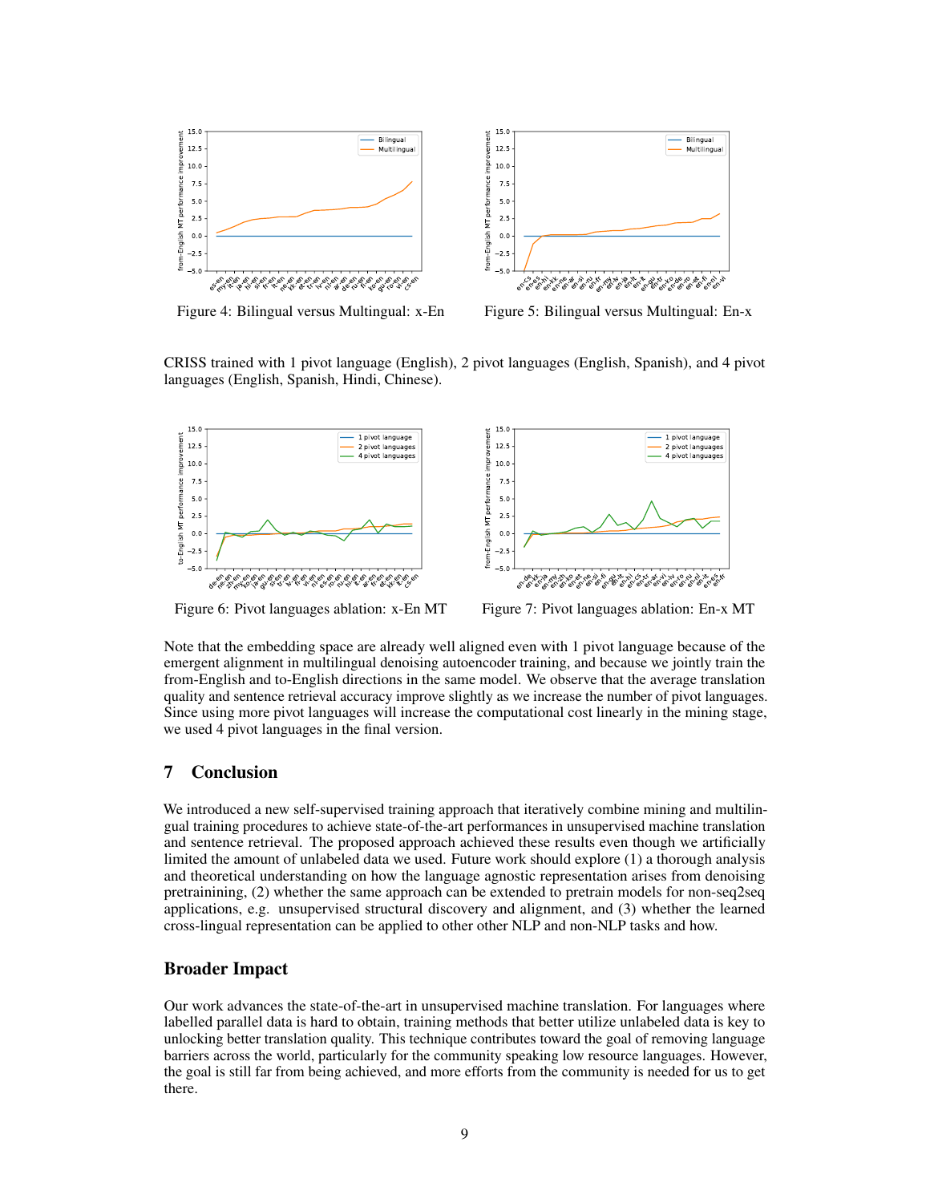Figure 4: Bilingual versus Multilingual: x-En

Figure 5: Bilingual versus Multilingual: En-x

CRISS trained with 1 pivot language (English), 2 pivot languages (English, Spanish), and 4 pivot languages (English, Spanish, Hindi, Chinese).

Figure 6: Pivot languages ablation: x-En MT

Figure 7: Pivot languages ablation: En-x MT

Note that the embedding space are already well aligned even with 1 pivot language because of the emergent alignment in multilingual denoising autoencoder training, and because we jointly train the from-English and to-English directions in the same model. We observe that the average translation quality and sentence retrieval accuracy improve slightly as we increase the number of pivot languages. Since using more pivot languages will increase the computational cost linearly in the mining stage, we used 4 pivot languages in the final version.

## 7 Conclusion

We introduced a new self-supervised training approach that iteratively combine mining and multilingual training procedures to achieve state-of-the-art performances in unsupervised machine translation and sentence retrieval. The proposed approach achieved these results even though we artificially limited the amount of unlabeled data we used. Future work should explore (1) a thorough analysis and theoretical understanding on how the language agnostic representation arises from denoising pretrainining, (2) whether the same approach can be extended to pretrain models for non-seq2seq applications, e.g. unsupervised structural discovery and alignment, and (3) whether the learned cross-lingual representation can be applied to other other NLP and non-NLP tasks and how.

## Broader Impact

Our work advances the state-of-the-art in unsupervised machine translation. For languages where labelled parallel data is hard to obtain, training methods that better utilize unlabeled data is key to unlocking better translation quality. This technique contributes toward the goal of removing language barriers across the world, particularly for the community speaking low resource languages. However, the goal is still far from being achieved, and more efforts from the community is needed for us to get there.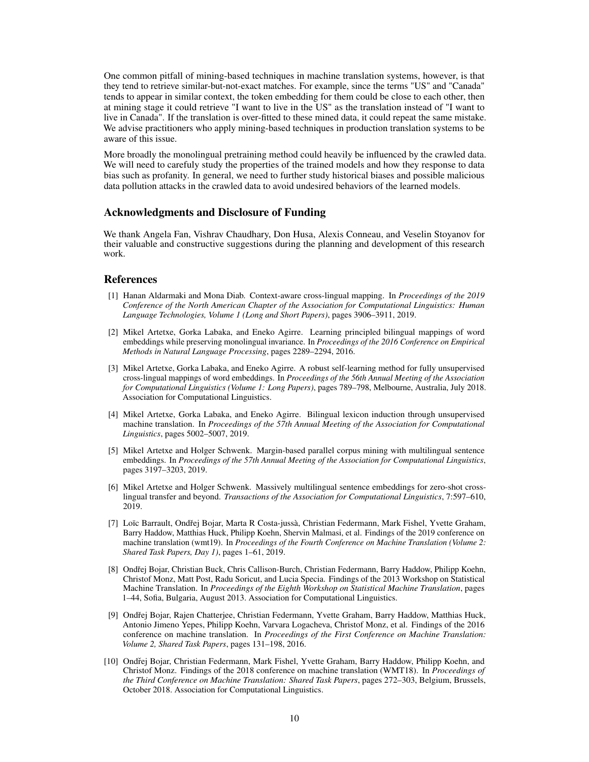One common pitfall of mining-based techniques in machine translation systems, however, is that they tend to retrieve similar-but-not-exact matches. For example, since the terms "US" and "Canada" tends to appear in similar context, the token embedding for them could be close to each other, then at mining stage it could retrieve "I want to live in the US" as the translation instead of "I want to live in Canada". If the translation is over-fitted to these mined data, it could repeat the same mistake. We advise practitioners who apply mining-based techniques in production translation systems to be aware of this issue.

More broadly the monolingual pretraining method could heavily be influenced by the crawled data. We will need to carefully study the properties of the trained models and how they response to data bias such as profanity. In general, we need to further study historical biases and possible malicious data pollution attacks in the crawled data to avoid undesired behaviors of the learned models.

## Acknowledgments and Disclosure of Funding

We thank Angela Fan, Vishrav Chaudhary, Don Husa, Alexis Conneau, and Veselin Stoyanov for their valuable and constructive suggestions during the planning and development of this research work.

## References

[1] Hanan Aldarmaki and Mona Diab. Context-aware cross-lingual mapping. In *Proceedings of the 2019 Conference of the North American Chapter of the Association for Computational Linguistics: Human Language Technologies, Volume 1 (Long and Short Papers)*, pages 3906–3911, 2019.

[2] Mikel Artetxe, Gorka Labaka, and Eneko Agirre. Learning principled bilingual mappings of word embeddings while preserving monolingual invariance. In *Proceedings of the 2016 Conference on Empirical Methods in Natural Language Processing*, pages 2289–2294, 2016.

[3] Mikel Artetxe, Gorka Labaka, and Eneko Agirre. A robust self-learning method for fully unsupervised cross-lingual mappings of word embeddings. In *Proceedings of the 56th Annual Meeting of the Association for Computational Linguistics (Volume 1: Long Papers)*, pages 789–798, Melbourne, Australia, July 2018. Association for Computational Linguistics.

[4] Mikel Artetxe, Gorka Labaka, and Eneko Agirre. Bilingual lexicon induction through unsupervised machine translation. In *Proceedings of the 57th Annual Meeting of the Association for Computational Linguistics*, pages 5002–5007, 2019.

[5] Mikel Artetxe and Holger Schwenk. Margin-based parallel corpus mining with multilingual sentence embeddings. In *Proceedings of the 57th Annual Meeting of the Association for Computational Linguistics*, pages 3197–3203, 2019.

[6] Mikel Artetxe and Holger Schwenk. Massively multilingual sentence embeddings for zero-shot cross-lingual transfer and beyond. *Transactions of the Association for Computational Linguistics*, 7:597–610, 2019.

[7] Loïc Barrault, Ondřej Bojar, Marta R Costa-jussà, Christian Federmann, Mark Fishel, Yvette Graham, Barry Haddow, Matthias Huck, Philipp Koehn, Shervin Malmasi, et al. Findings of the 2019 conference on machine translation (wmt19). In *Proceedings of the Fourth Conference on Machine Translation (Volume 2: Shared Task Papers, Day 1)*, pages 1–61, 2019.

[8] Ondřej Bojar, Christian Buck, Chris Callison-Burch, Christian Federmann, Barry Haddow, Philipp Koehn, Christof Monz, Matt Post, Radu Soricut, and Lucia Specia. Findings of the 2013 Workshop on Statistical Machine Translation. In *Proceedings of the Eighth Workshop on Statistical Machine Translation*, pages 1–44, Sofia, Bulgaria, August 2013. Association for Computational Linguistics.

[9] Ondřej Bojar, Rajen Chatterjee, Christian Federmann, Yvette Graham, Barry Haddow, Matthias Huck, Antonio Jimeno Yepes, Philipp Koehn, Varvara Logacheva, Christof Monz, et al. Findings of the 2016 conference on machine translation. In *Proceedings of the First Conference on Machine Translation: Volume 2, Shared Task Papers*, pages 131–198, 2016.

[10] Ondřej Bojar, Christian Federmann, Mark Fishel, Yvette Graham, Barry Haddow, Philipp Koehn, and Christof Monz. Findings of the 2018 conference on machine translation (WMT18). In *Proceedings of the Third Conference on Machine Translation: Shared Task Papers*, pages 272–303, Belgium, Brussels, October 2018. Association for Computational Linguistics.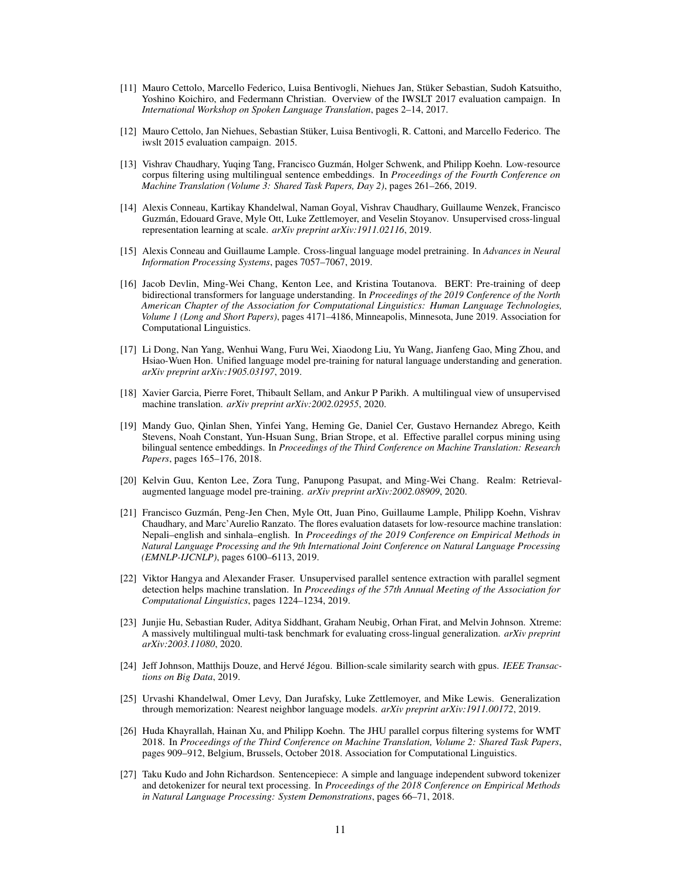[11] Mauro Cettolo, Marcello Federico, Luisa Bentivogli, Niehues Jan, Stüker Sebastian, Sudoh Katsuitho, Yoshino Koichiro, and Federmann Christian. Overview of the IWSLT 2017 evaluation campaign. In *International Workshop on Spoken Language Translation*, pages 2–14, 2017.

[12] Mauro Cettolo, Jan Niehues, Sebastian Stüker, Luisa Bentivogli, R. Cattoni, and Marcello Federico. The iwslt 2015 evaluation campaign. 2015.

[13] Vishrav Chaudhary, Yuqing Tang, Francisco Guzmán, Holger Schwenk, and Philipp Koehn. Low-resource corpus filtering using multilingual sentence embeddings. In *Proceedings of the Fourth Conference on Machine Translation (Volume 3: Shared Task Papers, Day 2)*, pages 261–266, 2019.

[14] Alexis Conneau, Kartikay Khandelwal, Naman Goyal, Vishrav Chaudhary, Guillaume Wenzek, Francisco Guzmán, Edouard Grave, Myle Ott, Luke Zettlemoyer, and Veselin Stoyanov. Unsupervised cross-lingual representation learning at scale. *arXiv preprint arXiv:1911.02116*, 2019.

[15] Alexis Conneau and Guillaume Lample. Cross-lingual language model pretraining. In *Advances in Neural Information Processing Systems*, pages 7057–7067, 2019.

[16] Jacob Devlin, Ming-Wei Chang, Kenton Lee, and Kristina Toutanova. BERT: Pre-training of deep bidirectional transformers for language understanding. In *Proceedings of the 2019 Conference of the North American Chapter of the Association for Computational Linguistics: Human Language Technologies, Volume 1 (Long and Short Papers)*, pages 4171–4186, Minneapolis, Minnesota, June 2019. Association for Computational Linguistics.

[17] Li Dong, Nan Yang, Wenhui Wang, Furu Wei, Xiaodong Liu, Yu Wang, Jianfeng Gao, Ming Zhou, and Hsiao-Wuen Hon. Unified language model pre-training for natural language understanding and generation. *arXiv preprint arXiv:1905.03197*, 2019.

[18] Xavier Garcia, Pierre Foret, Thibault Sellam, and Ankur P Parikh. A multilingual view of unsupervised machine translation. *arXiv preprint arXiv:2002.02955*, 2020.

[19] Mandy Guo, Qinlan Shen, Yinfei Yang, Heming Ge, Daniel Cer, Gustavo Hernandez Abrego, Keith Stevens, Noah Constant, Yun-Hsuan Sung, Brian Strope, et al. Effective parallel corpus mining using bilingual sentence embeddings. In *Proceedings of the Third Conference on Machine Translation: Research Papers*, pages 165–176, 2018.

[20] Kelvin Guu, Kenton Lee, Zora Tung, Panupong Pasupat, and Ming-Wei Chang. Realm: Retrieval-augmented language model pre-training. *arXiv preprint arXiv:2002.08909*, 2020.

[21] Francisco Guzmán, Peng-Jen Chen, Myle Ott, Juan Pino, Guillaume Lample, Philipp Koehn, Vishrav Chaudhary, and Marc'Aurelio Ranzato. The flores evaluation datasets for low-resource machine translation: Nepali–english and sinhala–english. In *Proceedings of the 2019 Conference on Empirical Methods in Natural Language Processing and the 9th International Joint Conference on Natural Language Processing (EMNLP-IJCNLP)*, pages 6100–6113, 2019.

[22] Viktor Hangya and Alexander Fraser. Unsupervised parallel sentence extraction with parallel segment detection helps machine translation. In *Proceedings of the 57th Annual Meeting of the Association for Computational Linguistics*, pages 1224–1234, 2019.

[23] Junjie Hu, Sebastian Ruder, Aditya Siddhant, Graham Neubig, Orhan Firat, and Melvin Johnson. Xtreme: A massively multilingual multi-task benchmark for evaluating cross-lingual generalization. *arXiv preprint arXiv:2003.11080*, 2020.

[24] Jeff Johnson, Matthijs Douze, and Hervé Jégou. Billion-scale similarity search with gpus. *IEEE Transactions on Big Data*, 2019.

[25] Urvashi Khandelwal, Omer Levy, Dan Jurafsky, Luke Zettlemoyer, and Mike Lewis. Generalization through memorization: Nearest neighbor language models. *arXiv preprint arXiv:1911.00172*, 2019.

[26] Huda Khayrallah, Hainan Xu, and Philipp Koehn. The JHU parallel corpus filtering systems for WMT 2018. In *Proceedings of the Third Conference on Machine Translation, Volume 2: Shared Task Papers*, pages 909–912, Belgium, Brussels, October 2018. Association for Computational Linguistics.

[27] Taku Kudo and John Richardson. Sentencepiece: A simple and language independent subword tokenizer and detokenizer for neural text processing. In *Proceedings of the 2018 Conference on Empirical Methods in Natural Language Processing: System Demonstrations*, pages 66–71, 2018.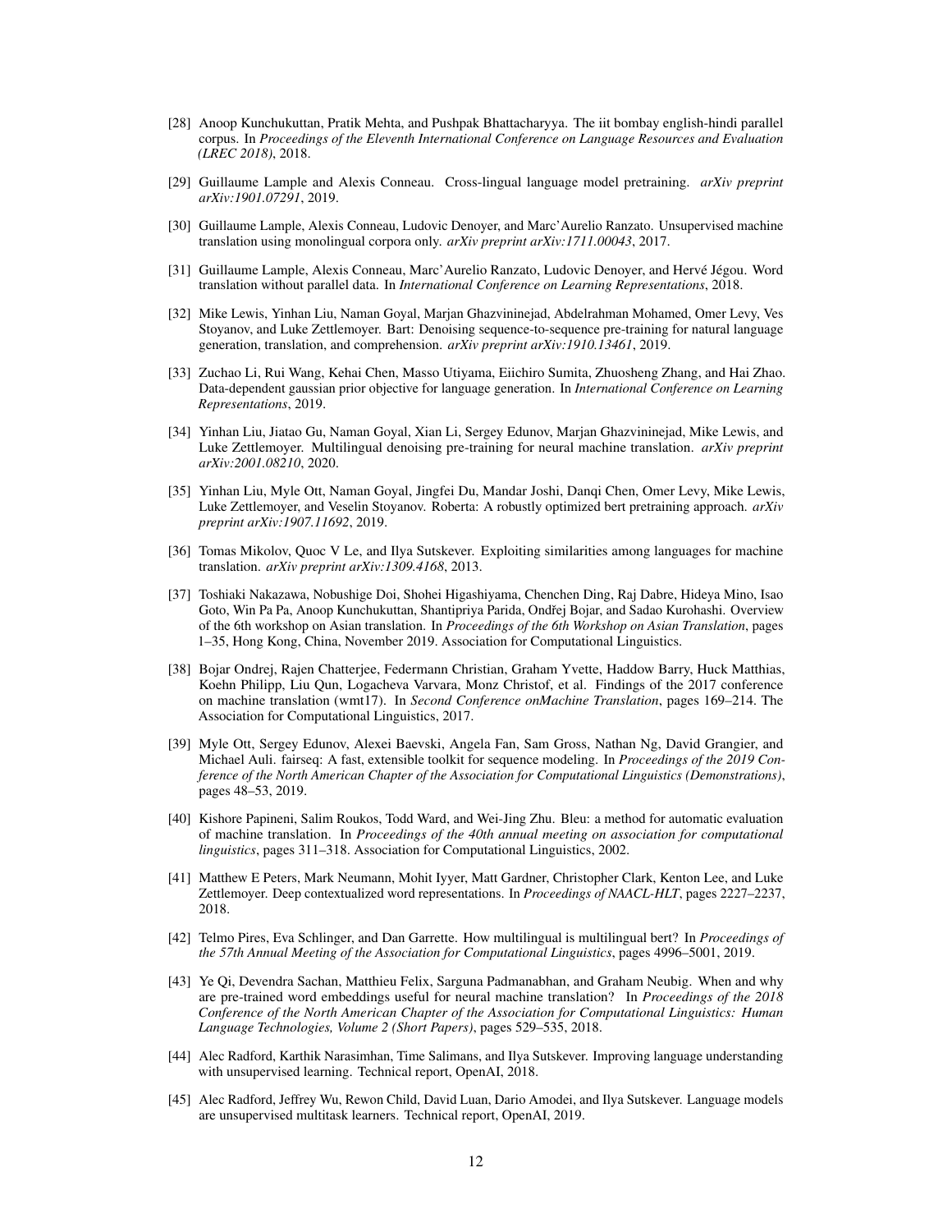[28] Anoop Kunchukuttan, Pratik Mehta, and Pushpak Bhattacharyya. The iit bombay english-hindi parallel corpus. In *Proceedings of the Eleventh International Conference on Language Resources and Evaluation (LREC 2018)*, 2018.

[29] Guillaume Lample and Alexis Conneau. Cross-lingual language model pretraining. *arXiv preprint arXiv:1901.07291*, 2019.

[30] Guillaume Lample, Alexis Conneau, Ludovic Denoyer, and Marc'Aurelio Ranzato. Unsupervised machine translation using monolingual corpora only. *arXiv preprint arXiv:1711.00043*, 2017.

[31] Guillaume Lample, Alexis Conneau, Marc'Aurelio Ranzato, Ludovic Denoyer, and Hervé Jégou. Word translation without parallel data. In *International Conference on Learning Representations*, 2018.

[32] Mike Lewis, Yinhan Liu, Naman Goyal, Marjan Ghazvininejad, Abdelrahman Mohamed, Omer Levy, Ves Stoyanov, and Luke Zettlemoyer. Bart: Denoising sequence-to-sequence pre-training for natural language generation, translation, and comprehension. *arXiv preprint arXiv:1910.13461*, 2019.

[33] Zuchao Li, Rui Wang, Kehai Chen, Masso Utiyama, Eiichiro Sumita, Zhuosheng Zhang, and Hai Zhao. Data-dependent gaussian prior objective for language generation. In *International Conference on Learning Representations*, 2019.

[34] Yinhan Liu, Jiatao Gu, Naman Goyal, Xian Li, Sergey Edunov, Marjan Ghazvininejad, Mike Lewis, and Luke Zettlemoyer. Multilingual denoising pre-training for neural machine translation. *arXiv preprint arXiv:2001.08210*, 2020.

[35] Yinhan Liu, Myle Ott, Naman Goyal, Jingfei Du, Mandar Joshi, Danqi Chen, Omer Levy, Mike Lewis, Luke Zettlemoyer, and Veselin Stoyanov. Roberta: A robustly optimized bert pretraining approach. *arXiv preprint arXiv:1907.11692*, 2019.

[36] Tomas Mikolov, Quoc V Le, and Ilya Sutskever. Exploiting similarities among languages for machine translation. *arXiv preprint arXiv:1309.4168*, 2013.

[37] Toshiaki Nakazawa, Nobushige Doi, Shohei Higashiyama, Chenchen Ding, Raj Dabre, Hideya Mino, Isao Goto, Win Pa Pa, Anoop Kunchukuttan, Shantipriya Parida, Ondřej Bojar, and Sadao Kurohashi. Overview of the 6th workshop on Asian translation. In *Proceedings of the 6th Workshop on Asian Translation*, pages 1–35, Hong Kong, China, November 2019. Association for Computational Linguistics.

[38] Bojar Ondrej, Rajen Chatterjee, Federmann Christian, Graham Yvette, Haddow Barry, Huck Matthias, Koehn Philipp, Liu Qun, Logacheva Varvara, Monz Christof, et al. Findings of the 2017 conference on machine translation (wmt17). In *Second Conference onMachine Translation*, pages 169–214. The Association for Computational Linguistics, 2017.

[39] Myle Ott, Sergey Edunov, Alexei Baevski, Angela Fan, Sam Gross, Nathan Ng, David Grangier, and Michael Auli. fairseq: A fast, extensible toolkit for sequence modeling. In *Proceedings of the 2019 Conference of the North American Chapter of the Association for Computational Linguistics (Demonstrations)*, pages 48–53, 2019.

[40] Kishore Papineni, Salim Roukos, Todd Ward, and Wei-Jing Zhu. Bleu: a method for automatic evaluation of machine translation. In *Proceedings of the 40th annual meeting on association for computational linguistics*, pages 311–318. Association for Computational Linguistics, 2002.

[41] Matthew E Peters, Mark Neumann, Mohit Iyyer, Matt Gardner, Christopher Clark, Kenton Lee, and Luke Zettlemoyer. Deep contextualized word representations. In *Proceedings of NAACL-HLT*, pages 2227–2237, 2018.

[42] Telmo Pires, Eva Schlinger, and Dan Garrette. How multilingual is multilingual bert? In *Proceedings of the 57th Annual Meeting of the Association for Computational Linguistics*, pages 4996–5001, 2019.

[43] Ye Qi, Devendra Sachan, Matthieu Felix, Sarguna Padmanabhan, and Graham Neubig. When and why are pre-trained word embeddings useful for neural machine translation? In *Proceedings of the 2018 Conference of the North American Chapter of the Association for Computational Linguistics: Human Language Technologies, Volume 2 (Short Papers)*, pages 529–535, 2018.

[44] Alec Radford, Karthik Narasimhan, Time Salimans, and Ilya Sutskever. Improving language understanding with unsupervised learning. Technical report, OpenAI, 2018.

[45] Alec Radford, Jeffrey Wu, Rewon Child, David Luan, Dario Amodei, and Ilya Sutskever. Language models are unsupervised multitask learners. Technical report, OpenAI, 2019.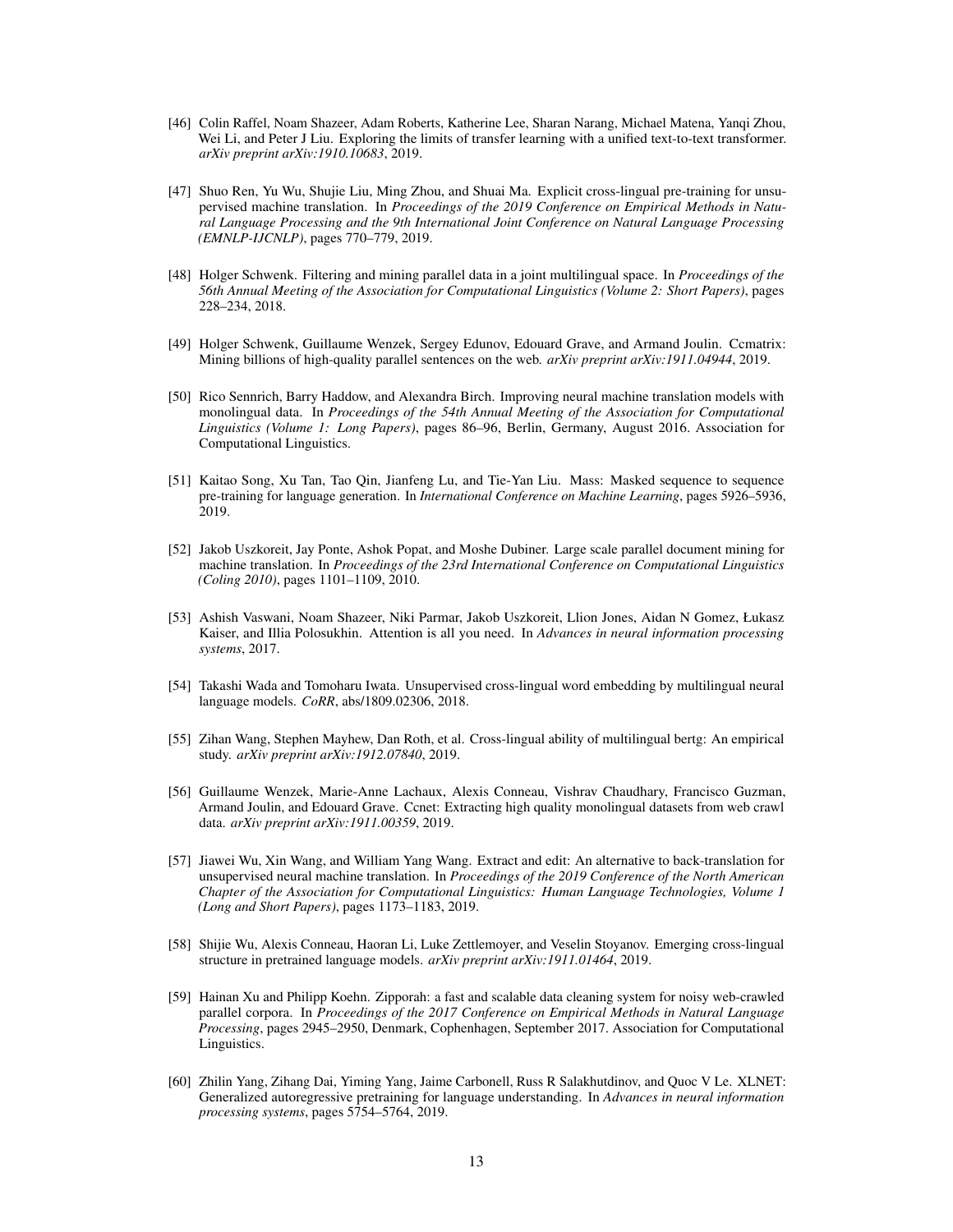[46] Colin Raffel, Noam Shazeer, Adam Roberts, Katherine Lee, Sharan Narang, Michael Matena, Yanqi Zhou, Wei Li, and Peter J Liu. Exploring the limits of transfer learning with a unified text-to-text transformer. *arXiv preprint arXiv:1910.10683*, 2019.

[47] Shuo Ren, Yu Wu, Shujie Liu, Ming Zhou, and Shuai Ma. Explicit cross-lingual pre-training for unsupervised machine translation. In *Proceedings of the 2019 Conference on Empirical Methods in Natural Language Processing and the 9th International Joint Conference on Natural Language Processing (EMNLP-IJCNLP)*, pages 770–779, 2019.

[48] Holger Schwenk. Filtering and mining parallel data in a joint multilingual space. In *Proceedings of the 56th Annual Meeting of the Association for Computational Linguistics (Volume 2: Short Papers)*, pages 228–234, 2018.

[49] Holger Schwenk, Guillaume Wenzek, Sergey Edunov, Edouard Grave, and Armand Joulin. Ccmatrix: Mining billions of high-quality parallel sentences on the web. *arXiv preprint arXiv:1911.04944*, 2019.

[50] Rico Sennrich, Barry Haddow, and Alexandra Birch. Improving neural machine translation models with monolingual data. In *Proceedings of the 54th Annual Meeting of the Association for Computational Linguistics (Volume 1: Long Papers)*, pages 86–96, Berlin, Germany, August 2016. Association for Computational Linguistics.

[51] Kaitao Song, Xu Tan, Tao Qin, Jianfeng Lu, and Tie-Yan Liu. Mass: Masked sequence to sequence pre-training for language generation. In *International Conference on Machine Learning*, pages 5926–5936, 2019.

[52] Jakob Uszkoreit, Jay Ponte, Ashok Popat, and Moshe Dubiner. Large scale parallel document mining for machine translation. In *Proceedings of the 23rd International Conference on Computational Linguistics (Coling 2010)*, pages 1101–1109, 2010.

[53] Ashish Vaswani, Noam Shazeer, Niki Parmar, Jakob Uszkoreit, Llion Jones, Aidan N Gomez, Łukasz Kaiser, and Illia Polosukhin. Attention is all you need. In *Advances in neural information processing systems*, 2017.

[54] Takashi Wada and Tomoharu Iwata. Unsupervised cross-lingual word embedding by multilingual neural language models. *CoRR*, abs/1809.02306, 2018.

[55] Zihan Wang, Stephen Mayhew, Dan Roth, et al. Cross-lingual ability of multilingual bertg: An empirical study. *arXiv preprint arXiv:1912.07840*, 2019.

[56] Guillaume Wenzek, Marie-Anne Lachaux, Alexis Conneau, Vishrav Chaudhary, Francisco Guzman, Armand Joulin, and Edouard Grave. Ccnet: Extracting high quality monolingual datasets from web crawl data. *arXiv preprint arXiv:1911.00359*, 2019.

[57] Jiawei Wu, Xin Wang, and William Yang Wang. Extract and edit: An alternative to back-translation for unsupervised neural machine translation. In *Proceedings of the 2019 Conference of the North American Chapter of the Association for Computational Linguistics: Human Language Technologies, Volume 1 (Long and Short Papers)*, pages 1173–1183, 2019.

[58] Shijie Wu, Alexis Conneau, Haoran Li, Luke Zettlemoyer, and Veselin Stoyanov. Emerging cross-lingual structure in pretrained language models. *arXiv preprint arXiv:1911.01464*, 2019.

[59] Hainan Xu and Philipp Koehn. Zipporah: a fast and scalable data cleaning system for noisy web-crawled parallel corpora. In *Proceedings of the 2017 Conference on Empirical Methods in Natural Language Processing*, pages 2945–2950, Denmark, Cophenhagen, September 2017. Association for Computational Linguistics.

[60] Zhilin Yang, Zihang Dai, Yiming Yang, Jaime Carbonell, Russ R Salakhutdinov, and Quoc V Le. XLNET: Generalized autoregressive pretraining for language understanding. In *Advances in neural information processing systems*, pages 5754–5764, 2019.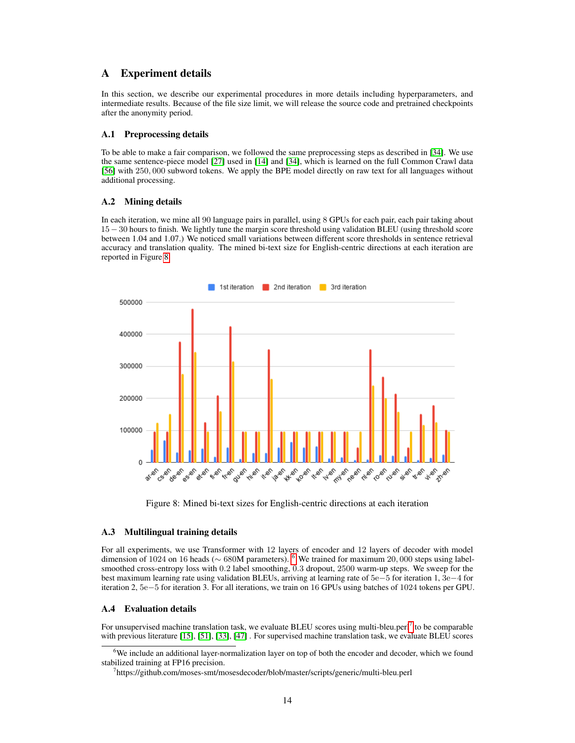# A Experiment details

In this section, we describe our experimental procedures in more details including hyperparameters, and intermediate results. Because of the file size limit, we will release the source code and pretrained checkpoints after the anonymity period.

## A.1 Preprocessing details

To be able to make a fair comparison, we followed the same preprocessing steps as described in [34]. We use the same sentence-piece model [27] used in [14] and [34], which is learned on the full Common Crawl data [56] with 250,000 subword tokens. We apply the BPE model directly on raw text for all languages without additional processing.

## A.2 Mining details

In each iteration, we mine all 90 language pairs in parallel, using 8 GPUs for each pair, each pair taking about $15-30$ hours to finish. We lightly tune the margin score threshold using validation BLEU (using threshold score between 1.04 and 1.07.) We noticed small variations between different score thresholds in sentence retrieval accuracy and translation quality. The mined bi-text size for English-centric directions at each iteration are reported in Figure 8.

Figure 8: Mined bi-text sizes for English-centric directions at each iteration

## A.3 Multilingual training details

For all experiments, we use Transformer with 12 layers of encoder and 12 layers of decoder with model dimension of 1024 on 16 heads ($\sim$ 680M parameters). [6] We trained for maximum 20,000 steps using label-smoothed cross-entropy loss with 0.2 label smoothing, 0.3 dropout, 2500 warm-up steps. We sweep for the best maximum learning rate using validation BLEUs, arriving at learning rate of 5e$-$5 for iteration 1, 3e$-$4 for iteration 2, 5e$-$5 for iteration 3. For all iterations, we train on 16 GPUs using batches of 1024 tokens per GPU.

## A.4 Evaluation details

For unsupervised machine translation task, we evaluate BLEU scores using multi-bleu.perl[7] to be comparable with previous literature [15], [51], [33], [47] . For supervised machine translation task, we evaluate BLEU scores

[6]We include an additional layer-normalization layer on top of both the encoder and decoder, which we found stabilized training at FP16 precision.

[7]https://github.com/moses-smt/mosesdecoder/blob/master/scripts/generic/multi-bleu.perl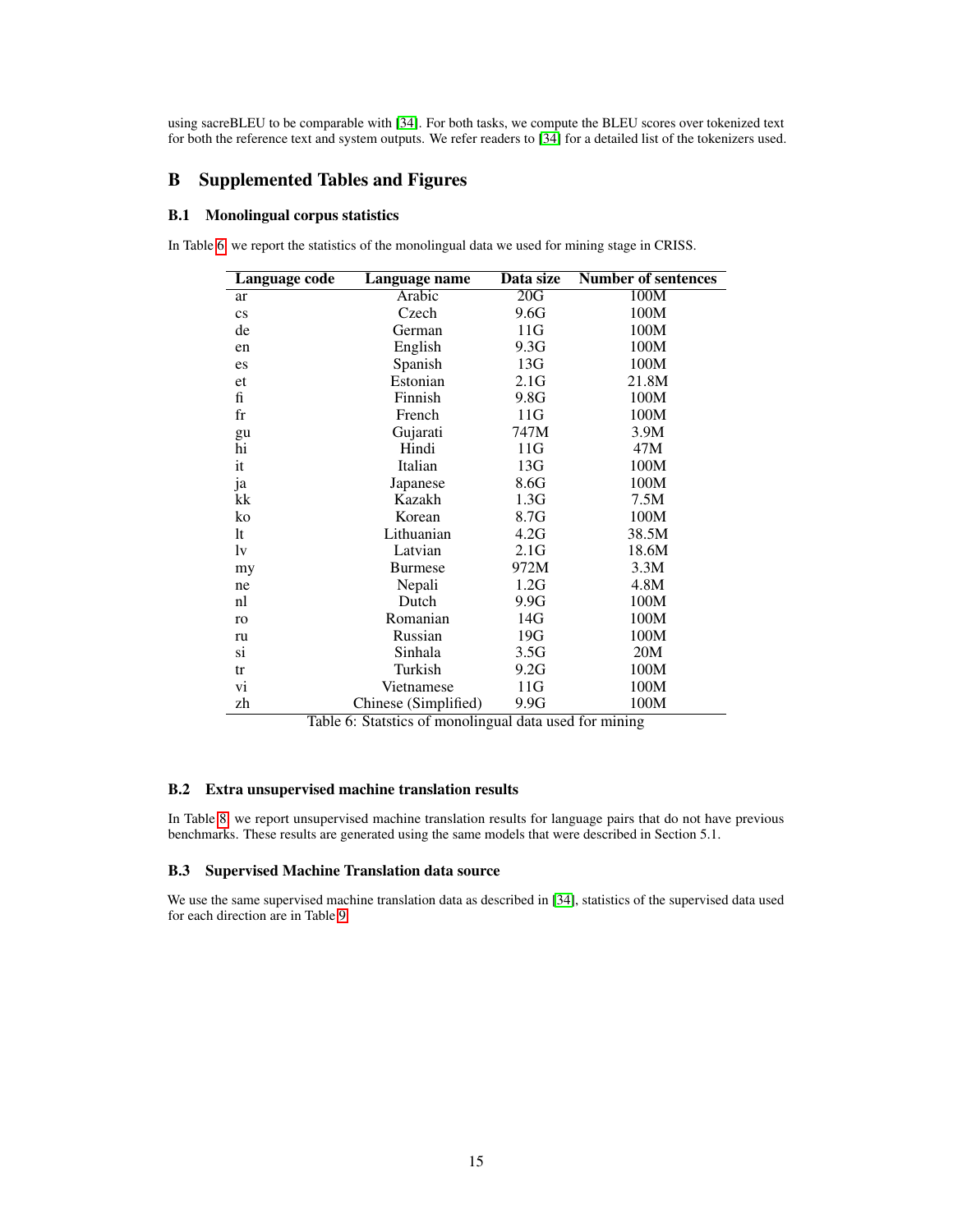using sacreBLEU to be comparable with [34]. For both tasks, we compute the BLEU scores over tokenized text for both the reference text and system outputs. We refer readers to [34] for a detailed list of the tokenizers used.

# B Supplemented Tables and Figures

## B.1 Monolingual corpus statistics

In Table 6, we report the statistics of the monolingual data we used for mining stage in CRISS.

| Language code | Language name | Data size | Number of sentences |
|---|---|---|---|
| ar | Arabic | 20G | 100M |
| cs | Czech | 9.6G | 100M |
| de | German | 11G | 100M |
| en | English | 9.3G | 100M |
| es | Spanish | 13G | 100M |
| et | Estonian | 2.1G | 21.8M |
| fi | Finnish | 9.8G | 100M |
| fr | French | 11G | 100M |
| gu | Gujarati | 747M | 3.9M |
| hi | Hindi | 11G | 47M |
| it | Italian | 13G | 100M |
| ja | Japanese | 8.6G | 100M |
| kk | Kazakh | 1.3G | 7.5M |
| ko | Korean | 8.7G | 100M |
| lt | Lithuanian | 4.2G | 38.5M |
| lv | Latvian | 2.1G | 18.6M |
| my | Burmese | 972M | 3.3M |
| ne | Nepali | 1.2G | 4.8M |
| nl | Dutch | 9.9G | 100M |
| ro | Romanian | 14G | 100M |
| ru | Russian | 19G | 100M |
| si | Sinhala | 3.5G | 20M |
| tr | Turkish | 9.2G | 100M |
| vi | Vietnamese | 11G | 100M |
| zh | Chinese (Simplified) | 9.9G | 100M |

Table 6: Statstics of monolingual data used for mining

## B.2 Extra unsupervised machine translation results

In Table 8, we report unsupervised machine translation results for language pairs that do not have previous benchmarks. These results are generated using the same models that were described in Section 5.1.

## B.3 Supervised Machine Translation data source

We use the same supervised machine translation data as described in [34], statistics of the supervised data used for each direction are in Table 9.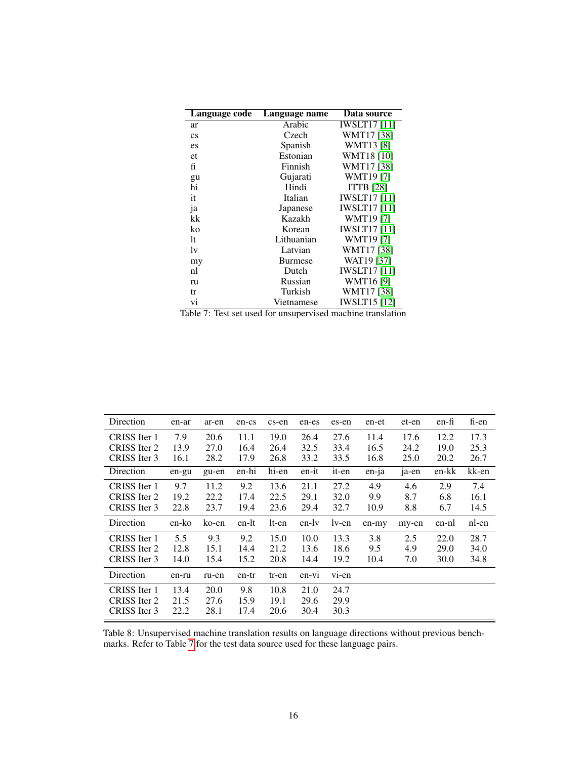| Language code | Language name | Data source |
| --- | --- | --- |
| ar | Arabic | IWSLT17 [11] |
| cs | Czech | WMT17 [38] |
| es | Spanish | WMT13 [8] |
| et | Estonian | WMT18 [10] |
| fi | Finnish | WMT17 [38] |
| gu | Gujarati | WMT19 [7] |
| hi | Hindi | ITTB [28] |
| it | Italian | IWSLT17 [11] |
| ja | Japanese | IWSLT17 [11] |
| kk | Kazakh | WMT19 [7] |
| ko | Korean | IWSLT17 [11] |
| lt | Lithuanian | WMT19 [7] |
| lv | Latvian | WMT17 [38] |
| my | Burmese | WAT19 [37] |
| nl | Dutch | IWSLT17 [11] |
| ru | Russian | WMT16 [9] |
| tr | Turkish | WMT17 [38] |
| vi | Vietnamese | IWSLT15 [12] |

Table 7: Test set used for unsupervised machine translation

| Direction | en-ar | ar-en | en-cs | cs-en | en-es | es-en | en-et | et-en | en-fi | fi-en |
| --- | --- | --- | --- | --- | --- | --- | --- | --- | --- | --- |
| CRISS Iter 1 | 7.9 | 20.6 | 11.1 | 19.0 | 26.4 | 27.6 | 11.4 | 17.6 | 12.2 | 17.3 |
| CRISS Iter 2 | 13.9 | 27.0 | 16.4 | 26.4 | 32.5 | 33.4 | 16.5 | 24.2 | 19.0 | 25.3 |
| CRISS Iter 3 | 16.1 | 28.2 | 17.9 | 26.8 | 33.2 | 33.5 | 16.8 | 25.0 | 20.2 | 26.7 |
| Direction | en-gu | gu-en | en-hi | hi-en | en-it | it-en | en-ja | ja-en | en-kk | kk-en |
| CRISS Iter 1 | 9.7 | 11.2 | 9.2 | 13.6 | 21.1 | 27.2 | 4.9 | 4.6 | 2.9 | 7.4 |
| CRISS Iter 2 | 19.2 | 22.2 | 17.4 | 22.5 | 29.1 | 32.0 | 9.9 | 8.7 | 6.8 | 16.1 |
| CRISS Iter 3 | 22.8 | 23.7 | 19.4 | 23.6 | 29.4 | 32.7 | 10.9 | 8.8 | 6.7 | 14.5 |
| Direction | en-ko | ko-en | en-lt | lt-en | en-lv | lv-en | en-my | my-en | en-nl | nl-en |
| CRISS Iter 1 | 5.5 | 9.3 | 9.2 | 15.0 | 10.0 | 13.3 | 3.8 | 2.5 | 22.0 | 28.7 |
| CRISS Iter 2 | 12.8 | 15.1 | 14.4 | 21.2 | 13.6 | 18.6 | 9.5 | 4.9 | 29.0 | 34.0 |
| CRISS Iter 3 | 14.0 | 15.4 | 15.2 | 20.8 | 14.4 | 19.2 | 10.4 | 7.0 | 30.0 | 34.8 |
| Direction | en-ru | ru-en | en-tr | tr-en | en-vi | vi-en | | | | |
| CRISS Iter 1 | 13.4 | 20.0 | 9.8 | 10.8 | 21.0 | 24.7 | | | | |
| CRISS Iter 2 | 21.5 | 27.6 | 15.9 | 19.1 | 29.6 | 29.9 | | | | |
| CRISS Iter 3 | 22.2 | 28.1 | 17.4 | 20.6 | 30.4 | 30.3 | | | | |

Table 8: Unsupervised machine translation results on language directions without previous benchmarks. Refer to Table 7 for the test data source used for these language pairs.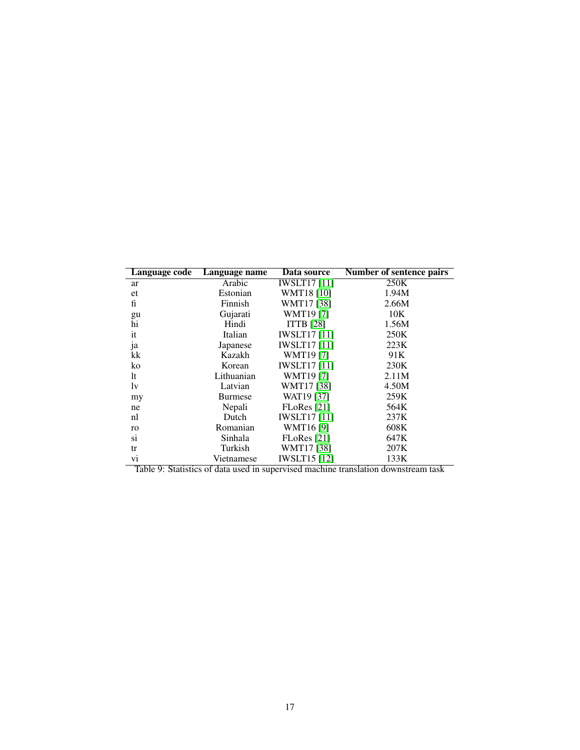| Language code | Language name | Data source | Number of sentence pairs |
|---|---|---|---|
| ar | Arabic | IWSLT17 [11] | 250K |
| et | Estonian | WMT18 [10] | 1.94M |
| fi | Finnish | WMT17 [38] | 2.66M |
| gu | Gujarati | WMT19 [7] | 10K |
| hi | Hindi | ITTB [28] | 1.56M |
| it | Italian | IWSLT17 [11] | 250K |
| ja | Japanese | IWSLT17 [11] | 223K |
| kk | Kazakh | WMT19 [7] | 91K |
| ko | Korean | IWSLT17 [11] | 230K |
| lt | Lithuanian | WMT19 [7] | 2.11M |
| lv | Latvian | WMT17 [38] | 4.50M |
| my | Burmese | WAT19 [37] | 259K |
| ne | Nepali | FLoRes [21] | 564K |
| nl | Dutch | IWSLT17 [11] | 237K |
| ro | Romanian | WMT16 [9] | 608K |
| si | Sinhala | FLoRes [21] | 647K |
| tr | Turkish | WMT17 [38] | 207K |
| vi | Vietnamese | IWSLT15 [12] | 133K |

Table 9: Statistics of data used in supervised machine translation downstream task